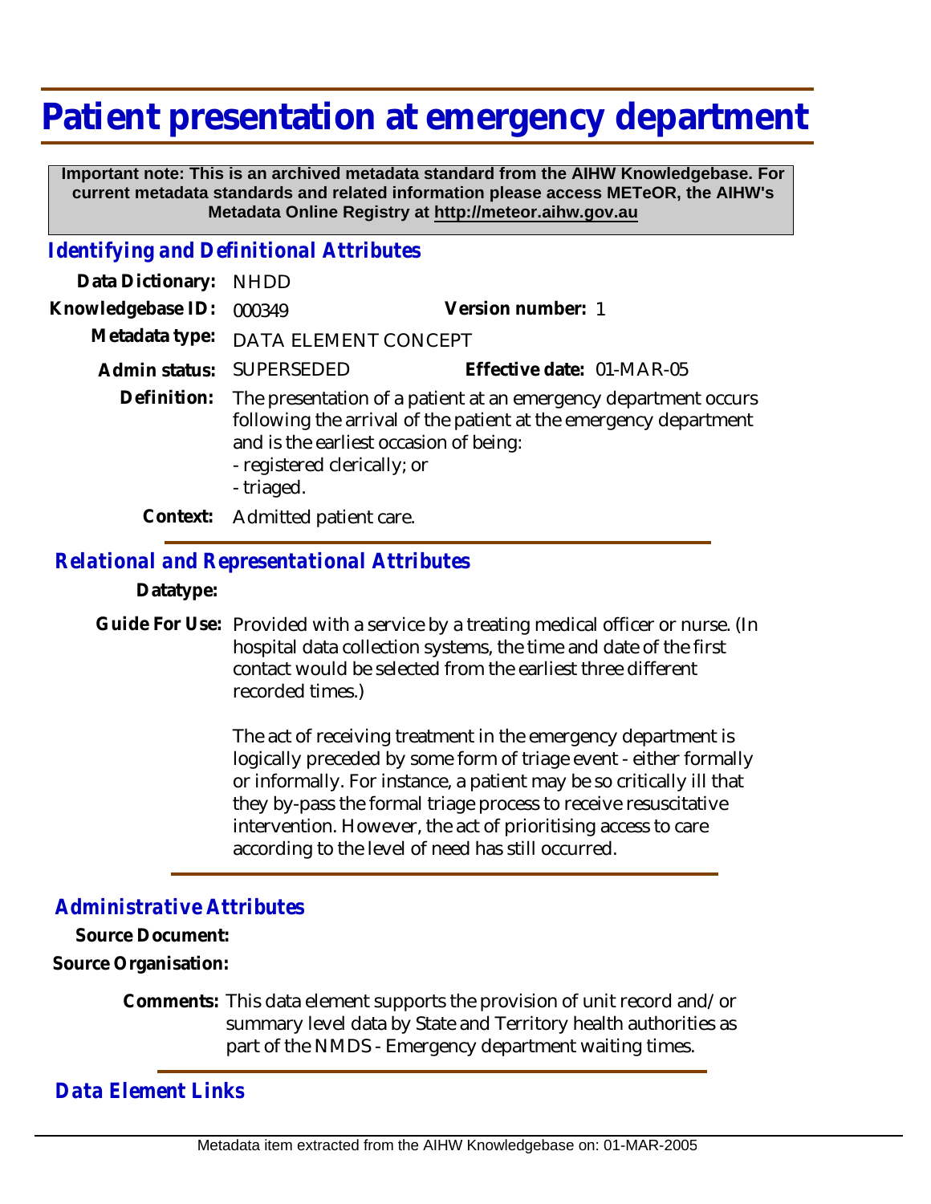# Patient presentation at emergency department

**Important note: This is an archived metadata standard from the AIHW Knowledgebase. For current metadata standards and related information please access METeOR, the AIHW's Metadata Online Registry at http://meteor.aihw.gov.au**

## *Identifying and Definitional Attributes*

**Data Dictionary:** NHDD

**Knowledgebase ID:** 000349 **Version number:** 1

**Metadata type:** DATA ELEMENT CONCEPT

**Admin status:** SUPERSEDED **Effective date:** 01-MAR-05

**Definition:** The presentation of a patient at an emergency department occurs following the arrival of the patient at the emergency department and is the earliest occasion of being:
- registered clerically; or
- triaged.

**Context:** Admitted patient care.

## *Relational and Representational Attributes*

**Datatype:**

**Guide For Use:** Provided with a service by a treating medical officer or nurse. (In hospital data collection systems, the time and date of the first contact would be selected from the earliest three different recorded times.)

The act of receiving treatment in the emergency department is logically preceded by some form of triage event - either formally or informally. For instance, a patient may be so critically ill that they by-pass the formal triage process to receive resuscitative intervention. However, the act of prioritising access to care according to the level of need has still occurred.

## *Administrative Attributes*

**Source Document:**

**Source Organisation:**

**Comments:** This data element supports the provision of unit record and/or summary level data by State and Territory health authorities as part of the NMDS - Emergency department waiting times.

## *Data Element Links*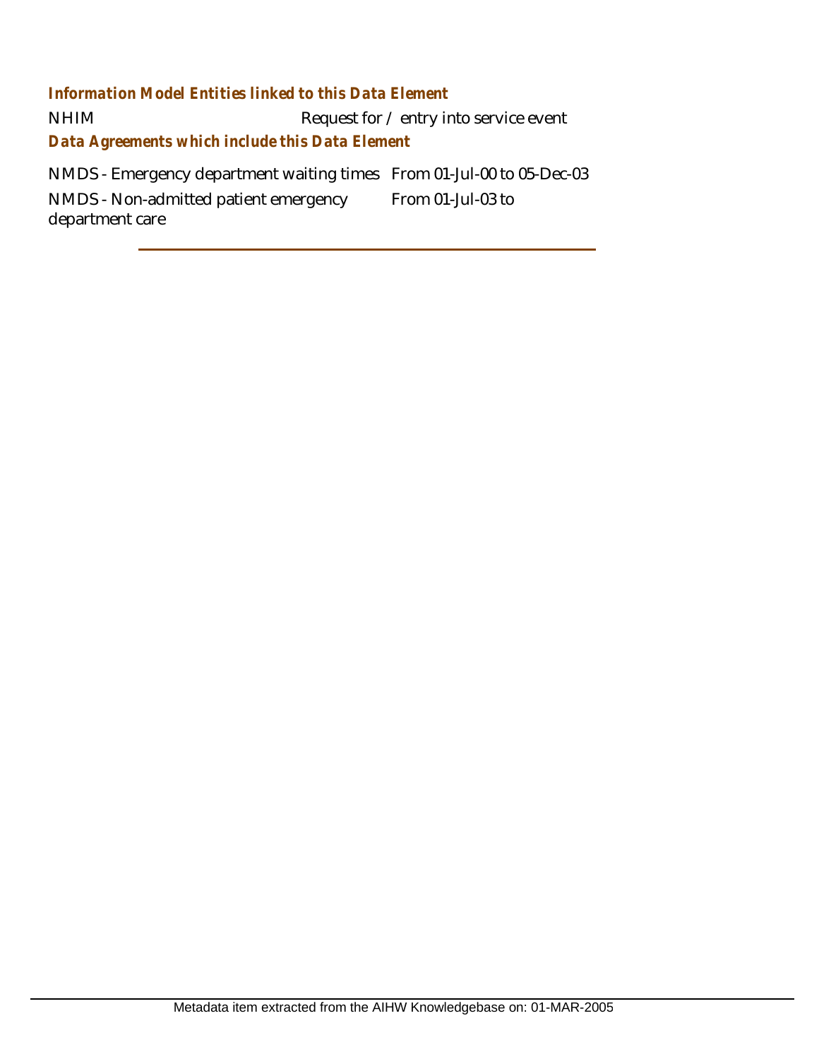### Information Model Entities linked to this Data Element

| | |
|---|---|
| NHIM | Request for / entry into service event |

### Data Agreements which include this Data Element

| | |
|---|---|
| NMDS - Emergency department waiting times | From 01-Jul-00 to 05-Dec-03 |
| NMDS - Non-admitted patient emergency department care | From 01-Jul-03 to |

Metadata item extracted from the AIHW Knowledgebase on: 01-MAR-2005